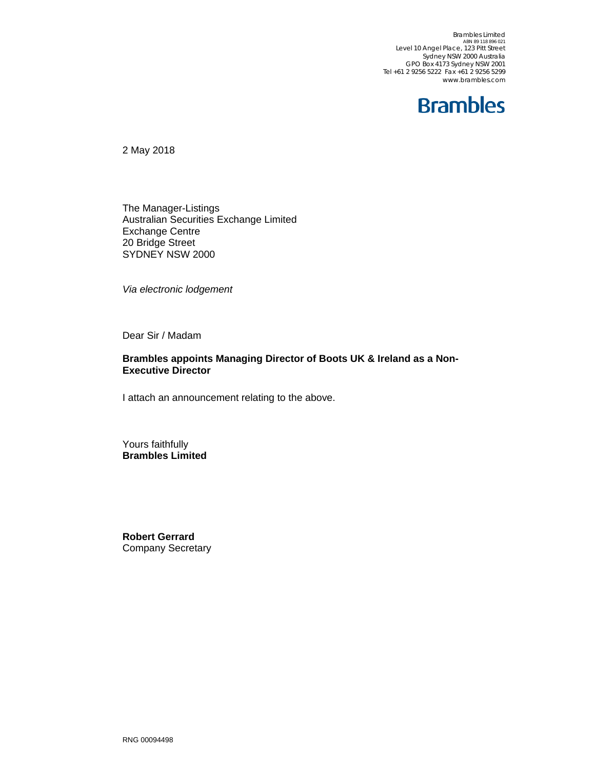Brambles Limited
ABN 89 118 896 021
Level 10 Angel Place, 123 Pitt Street
Sydney NSW 2000 Australia
GPO Box 4173 Sydney NSW 2001
Tel +61 2 9256 5222 Fax +61 2 9256 5299
www.brambles.com

**Brambles**

2 May 2018

The Manager-Listings
Australian Securities Exchange Limited
Exchange Centre
20 Bridge Street
SYDNEY NSW 2000

*Via electronic lodgement*

Dear Sir / Madam

**Brambles appoints Managing Director of Boots UK & Ireland as a Non-Executive Director**

I attach an announcement relating to the above.

Yours faithfully
**Brambles Limited**

**Robert Gerrard**
Company Secretary

RNG 00094498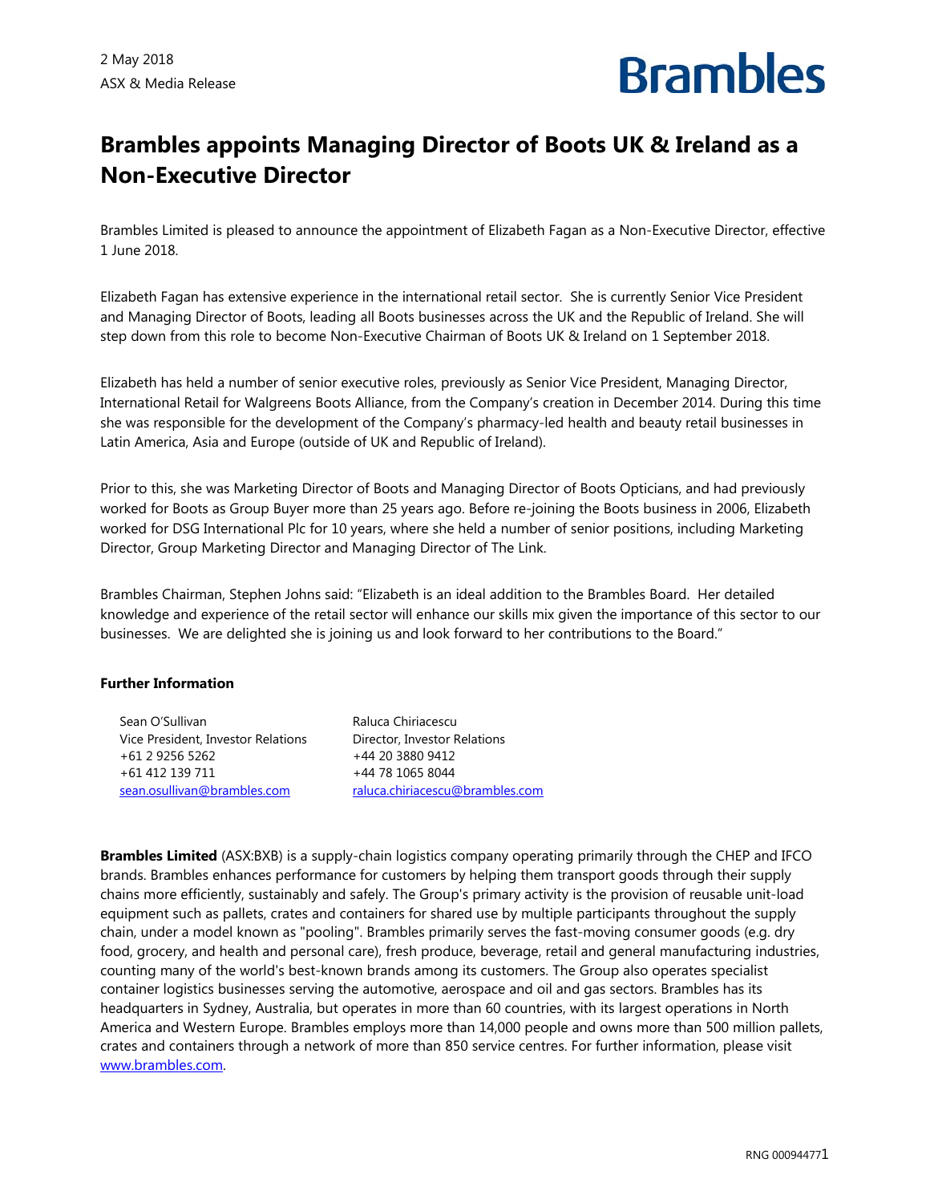2 May 2018
ASX & Media Release

Brambles

# Brambles appoints Managing Director of Boots UK & Ireland as a Non-Executive Director

Brambles Limited is pleased to announce the appointment of Elizabeth Fagan as a Non-Executive Director, effective 1 June 2018.

Elizabeth Fagan has extensive experience in the international retail sector. She is currently Senior Vice President and Managing Director of Boots, leading all Boots businesses across the UK and the Republic of Ireland. She will step down from this role to become Non-Executive Chairman of Boots UK & Ireland on 1 September 2018.

Elizabeth has held a number of senior executive roles, previously as Senior Vice President, Managing Director, International Retail for Walgreens Boots Alliance, from the Company's creation in December 2014. During this time she was responsible for the development of the Company's pharmacy-led health and beauty retail businesses in Latin America, Asia and Europe (outside of UK and Republic of Ireland).

Prior to this, she was Marketing Director of Boots and Managing Director of Boots Opticians, and had previously worked for Boots as Group Buyer more than 25 years ago. Before re-joining the Boots business in 2006, Elizabeth worked for DSG International Plc for 10 years, where she held a number of senior positions, including Marketing Director, Group Marketing Director and Managing Director of The Link.

Brambles Chairman, Stephen Johns said: "Elizabeth is an ideal addition to the Brambles Board. Her detailed knowledge and experience of the retail sector will enhance our skills mix given the importance of this sector to our businesses. We are delighted she is joining us and look forward to her contributions to the Board."

**Further Information**

Sean O'Sullivan
Vice President, Investor Relations
+61 2 9256 5262
+61 412 139 711
sean.osullivan@brambles.com

Raluca Chiriacescu
Director, Investor Relations
+44 20 3880 9412
+44 78 1065 8044
raluca.chiriacescu@brambles.com

**Brambles Limited** (ASX:BXB) is a supply-chain logistics company operating primarily through the CHEP and IFCO brands. Brambles enhances performance for customers by helping them transport goods through their supply chains more efficiently, sustainably and safely. The Group's primary activity is the provision of reusable unit-load equipment such as pallets, crates and containers for shared use by multiple participants throughout the supply chain, under a model known as "pooling". Brambles primarily serves the fast-moving consumer goods (e.g. dry food, grocery, and health and personal care), fresh produce, beverage, retail and general manufacturing industries, counting many of the world's best-known brands among its customers. The Group also operates specialist container logistics businesses serving the automotive, aerospace and oil and gas sectors. Brambles has its headquarters in Sydney, Australia, but operates in more than 60 countries, with its largest operations in North America and Western Europe. Brambles employs more than 14,000 people and owns more than 500 million pallets, crates and containers through a network of more than 850 service centres. For further information, please visit www.brambles.com.

RNG 000944771